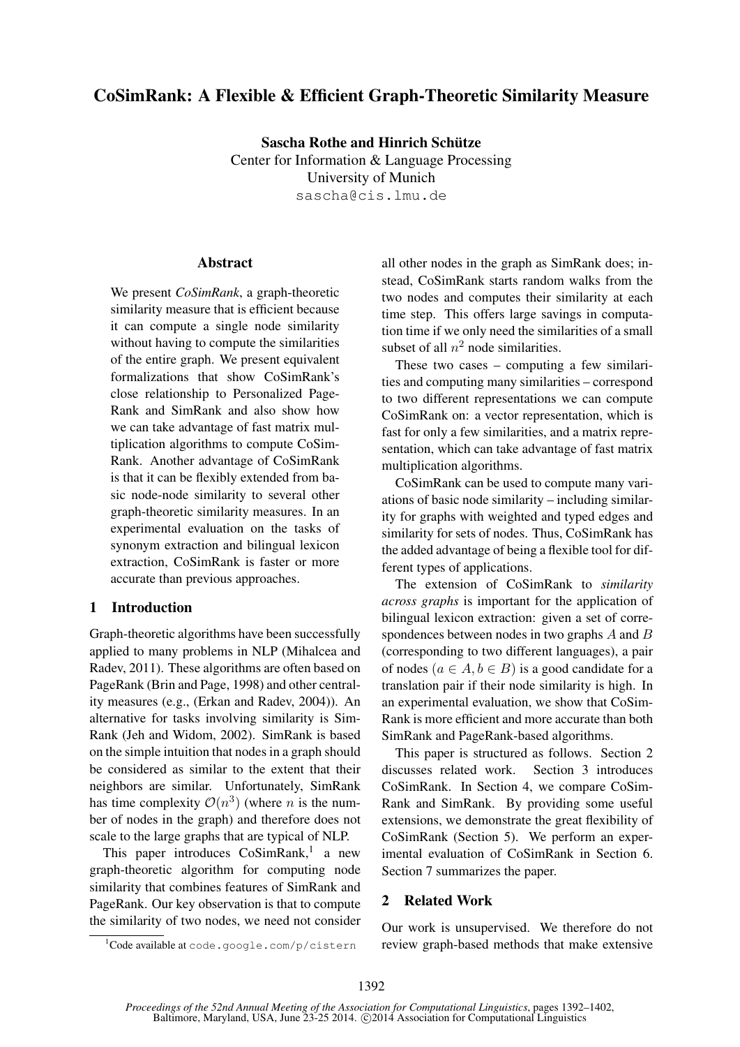# CoSimRank: A Flexible & Efficient Graph-Theoretic Similarity Measure

**Sascha Rothe and Hinrich Schütze**
Center for Information & Language Processing
University of Munich
sascha@cis.lmu.de

## Abstract

We present *CoSimRank*, a graph-theoretic similarity measure that is efficient because it can compute a single node similarity without having to compute the similarities of the entire graph. We present equivalent formalizations that show CoSimRank's close relationship to Personalized PageRank and SimRank and also show how we can take advantage of fast matrix multiplication algorithms to compute CoSimRank. Another advantage of CoSimRank is that it can be flexibly extended from basic node-node similarity to several other graph-theoretic similarity measures. In an experimental evaluation on the tasks of synonym extraction and bilingual lexicon extraction, CoSimRank is faster or more accurate than previous approaches.

## 1 Introduction

Graph-theoretic algorithms have been successfully applied to many problems in NLP (Mihalcea and Radev, 2011). These algorithms are often based on PageRank (Brin and Page, 1998) and other centrality measures (e.g., (Erkan and Radev, 2004)). An alternative for tasks involving similarity is SimRank (Jeh and Widom, 2002). SimRank is based on the simple intuition that nodes in a graph should be considered as similar to the extent that their neighbors are similar. Unfortunately, SimRank has time complexity $\mathcal{O}(n^3)$ (where $n$ is the number of nodes in the graph) and therefore does not scale to the large graphs that are typical of NLP.

This paper introduces CoSimRank,[1] a new graph-theoretic algorithm for computing node similarity that combines features of SimRank and PageRank. Our key observation is that to compute the similarity of two nodes, we need not consider all other nodes in the graph as SimRank does; instead, CoSimRank starts random walks from the two nodes and computes their similarity at each time step. This offers large savings in computation time if we only need the similarities of a small subset of all $n^2$ node similarities.

These two cases – computing a few similarities and computing many similarities – correspond to two different representations we can compute CoSimRank on: a vector representation, which is fast for only a few similarities, and a matrix representation, which can take advantage of fast matrix multiplication algorithms.

CoSimRank can be used to compute many variations of basic node similarity – including similarity for graphs with weighted and typed edges and similarity for sets of nodes. Thus, CoSimRank has the added advantage of being a flexible tool for different types of applications.

The extension of CoSimRank to *similarity across graphs* is important for the application of bilingual lexicon extraction: given a set of correspondences between nodes in two graphs $A$ and $B$ (corresponding to two different languages), a pair of nodes ($a \in A, b \in B$) is a good candidate for a translation pair if their node similarity is high. In an experimental evaluation, we show that CoSimRank is more efficient and more accurate than both SimRank and PageRank-based algorithms.

This paper is structured as follows. Section 2 discusses related work. Section 3 introduces CoSimRank. In Section 4, we compare CoSimRank and SimRank. By providing some useful extensions, we demonstrate the great flexibility of CoSimRank (Section 5). We perform an experimental evaluation of CoSimRank in Section 6. Section 7 summarizes the paper.

## 2 Related Work

Our work is unsupervised. We therefore do not review graph-based methods that make extensive

[1] Code available at code.google.com/p/cistern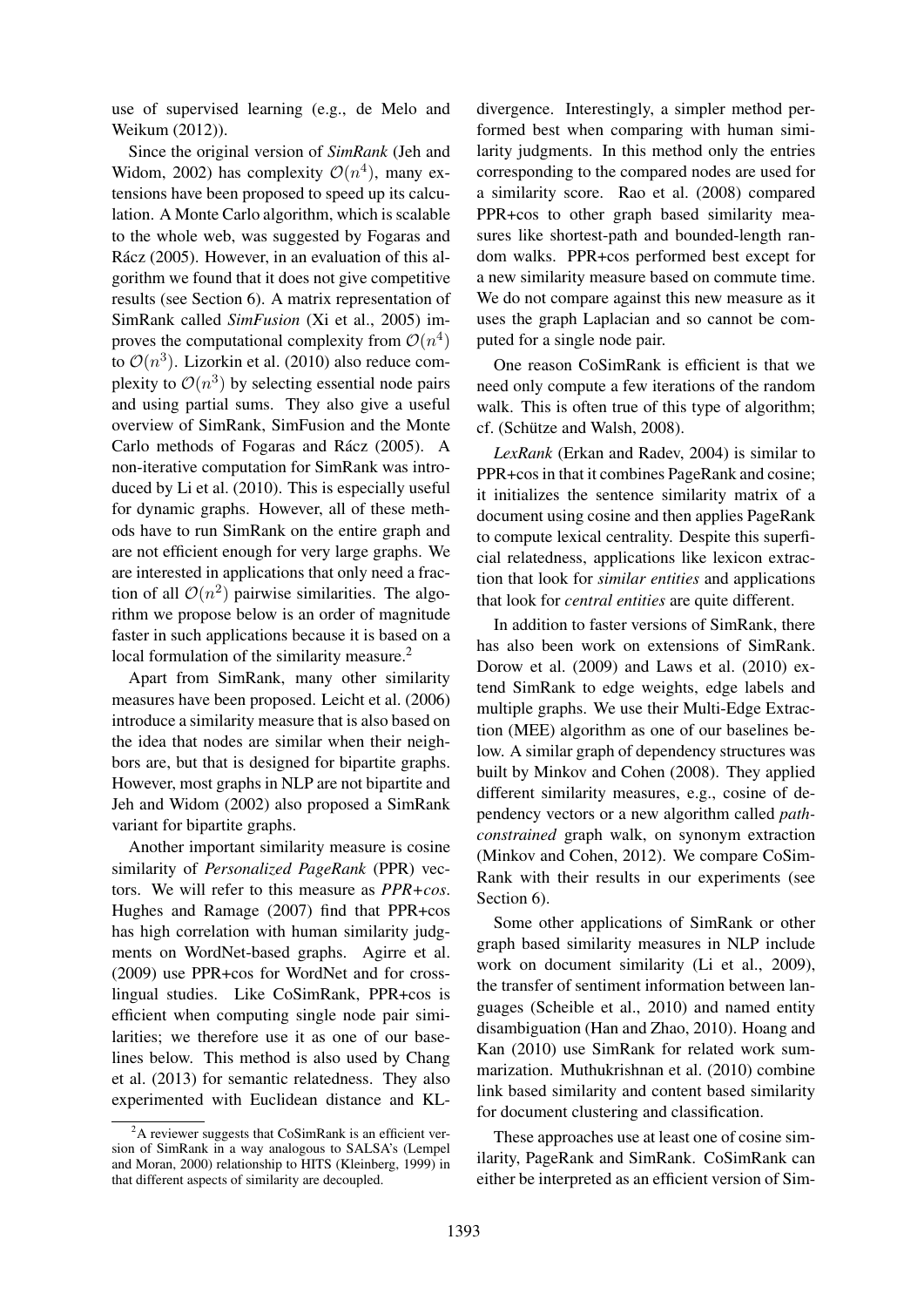use of supervised learning (e.g., de Melo and Weikum (2012)).

Since the original version of *SimRank* (Jeh and Widom, 2002) has complexity $\mathcal{O}(n^4)$, many extensions have been proposed to speed up its calculation. A Monte Carlo algorithm, which is scalable to the whole web, was suggested by Fogaras and Rácz (2005). However, in an evaluation of this algorithm we found that it does not give competitive results (see Section 6). A matrix representation of SimRank called *SimFusion* (Xi et al., 2005) improves the computational complexity from $\mathcal{O}(n^4)$ to $\mathcal{O}(n^3)$. Lizorkin et al. (2010) also reduce complexity to $\mathcal{O}(n^3)$ by selecting essential node pairs and using partial sums. They also give a useful overview of SimRank, SimFusion and the Monte Carlo methods of Fogaras and Rácz (2005). A non-iterative computation for SimRank was introduced by Li et al. (2010). This is especially useful for dynamic graphs. However, all of these methods have to run SimRank on the entire graph and are not efficient enough for very large graphs. We are interested in applications that only need a fraction of all $\mathcal{O}(n^2)$ pairwise similarities. The algorithm we propose below is an order of magnitude faster in such applications because it is based on a local formulation of the similarity measure.[2]

Apart from SimRank, many other similarity measures have been proposed. Leicht et al. (2006) introduce a similarity measure that is also based on the idea that nodes are similar when their neighbors are, but that is designed for bipartite graphs. However, most graphs in NLP are not bipartite and Jeh and Widom (2002) also proposed a SimRank variant for bipartite graphs.

Another important similarity measure is cosine similarity of *Personalized PageRank* (PPR) vectors. We will refer to this measure as *PPR+cos*. Hughes and Ramage (2007) find that PPR+cos has high correlation with human similarity judgments on WordNet-based graphs. Agirre et al. (2009) use PPR+cos for WordNet and for cross-lingual studies. Like CoSimRank, PPR+cos is efficient when computing single node pair similarities; we therefore use it as one of our baselines below. This method is also used by Chang et al. (2013) for semantic relatedness. They also experimented with Euclidean distance and KL-divergence. Interestingly, a simpler method performed best when comparing with human similarity judgments. In this method only the entries corresponding to the compared nodes are used for a similarity score. Rao et al. (2008) compared PPR+cos to other graph based similarity measures like shortest-path and bounded-length random walks. PPR+cos performed best except for a new similarity measure based on commute time. We do not compare against this new measure as it uses the graph Laplacian and so cannot be computed for a single node pair.

One reason CoSimRank is efficient is that we need only compute a few iterations of the random walk. This is often true of this type of algorithm; cf. (Schütze and Walsh, 2008).

*LexRank* (Erkan and Radev, 2004) is similar to PPR+cos in that it combines PageRank and cosine; it initializes the sentence similarity matrix of a document using cosine and then applies PageRank to compute lexical centrality. Despite this superficial relatedness, applications like lexicon extraction that look for *similar entities* and applications that look for *central entities* are quite different.

In addition to faster versions of SimRank, there has also been work on extensions of SimRank. Dorow et al. (2009) and Laws et al. (2010) extend SimRank to edge weights, edge labels and multiple graphs. We use their Multi-Edge Extraction (MEE) algorithm as one of our baselines below. A similar graph of dependency structures was built by Minkov and Cohen (2008). They applied different similarity measures, e.g., cosine of dependency vectors or a new algorithm called *path-constrained* graph walk, on synonym extraction (Minkov and Cohen, 2012). We compare CoSimRank with their results in our experiments (see Section 6).

Some other applications of SimRank or other graph based similarity measures in NLP include work on document similarity (Li et al., 2009), the transfer of sentiment information between languages (Scheible et al., 2010) and named entity disambiguation (Han and Zhao, 2010). Hoang and Kan (2010) use SimRank for related work summarization. Muthukrishnan et al. (2010) combine link based similarity and content based similarity for document clustering and classification.

These approaches use at least one of cosine similarity, PageRank and SimRank. CoSimRank can either be interpreted as an efficient version of Sim-

[2] A reviewer suggests that CoSimRank is an efficient version of SimRank in a way analogous to SALSA's (Lempel and Moran, 2000) relationship to HITS (Kleinberg, 1999) in that different aspects of similarity are decoupled.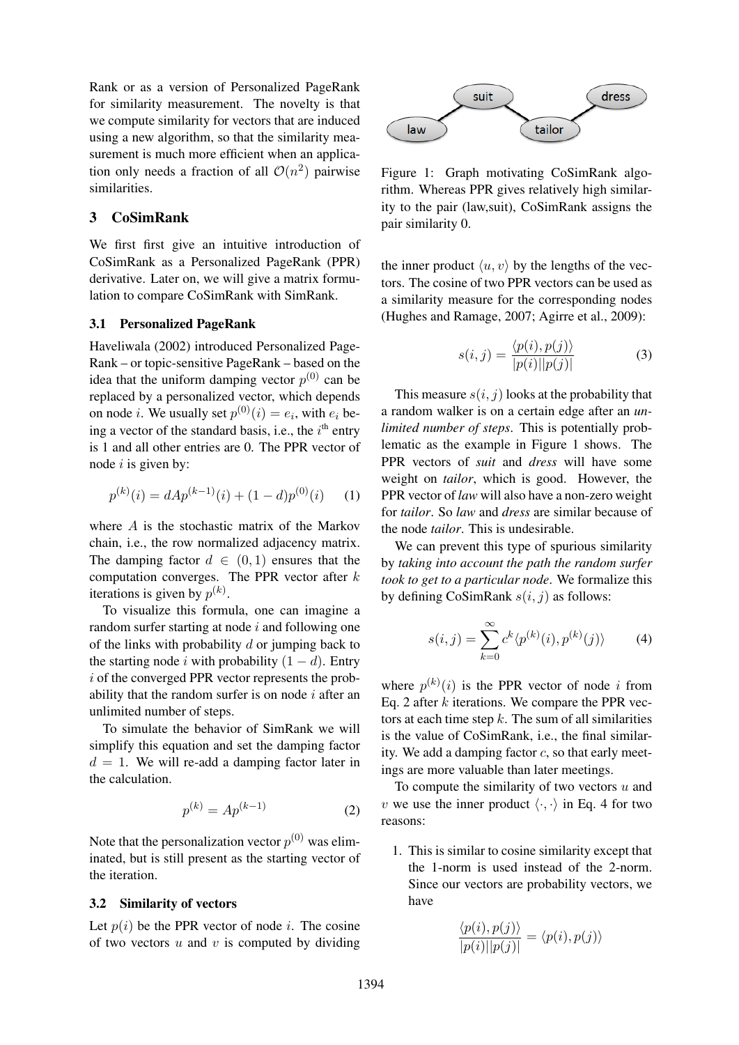Rank or as a version of Personalized PageRank for similarity measurement. The novelty is that we compute similarity for vectors that are induced using a new algorithm, so that the similarity measurement is much more efficient when an application only needs a fraction of all $\mathcal{O}(n^2)$ pairwise similarities.

## 3 CoSimRank

We first first give an intuitive introduction of CoSimRank as a Personalized PageRank (PPR) derivative. Later on, we will give a matrix formulation to compare CoSimRank with SimRank.

### 3.1 Personalized PageRank

Haveliwala (2002) introduced Personalized PageRank – or topic-sensitive PageRank – based on the idea that the uniform damping vector $p^{(0)}$ can be replaced by a personalized vector, which depends on node $i$. We usually set $p^{(0)}(i) = e_i$, with $e_i$ being a vector of the standard basis, i.e., the $i^{\text{th}}$ entry is 1 and all other entries are 0. The PPR vector of node $i$ is given by:

$$p^{(k)}(i) = dAp^{(k-1)}(i) + (1-d)p^{(0)}(i) \quad (1)$$

where $A$ is the stochastic matrix of the Markov chain, i.e., the row normalized adjacency matrix. The damping factor $d \in (0,1)$ ensures that the computation converges. The PPR vector after $k$ iterations is given by $p^{(k)}$.

To visualize this formula, one can imagine a random surfer starting at node $i$ and following one of the links with probability $d$ or jumping back to the starting node $i$ with probability $(1-d)$. Entry $i$ of the converged PPR vector represents the probability that the random surfer is on node $i$ after an unlimited number of steps.

To simulate the behavior of SimRank we will simplify this equation and set the damping factor $d = 1$. We will re-add a damping factor later in the calculation.

$$p^{(k)} = Ap^{(k-1)} \quad (2)$$

Note that the personalization vector $p^{(0)}$ was eliminated, but is still present as the starting vector of the iteration.

### 3.2 Similarity of vectors

Let $p(i)$ be the PPR vector of node $i$. The cosine of two vectors $u$ and $v$ is computed by dividing the inner product $\langle u, v\rangle$ by the lengths of the vectors. The cosine of two PPR vectors can be used as a similarity measure for the corresponding nodes (Hughes and Ramage, 2007; Agirre et al., 2009):

$$s(i,j) = \frac{\langle p(i), p(j)\rangle}{|p(i)||p(j)|} \quad (3)$$

This measure $s(i,j)$ looks at the probability that a random walker is on a certain edge after an *unlimited number of steps*. This is potentially problematic as the example in Figure 1 shows. The PPR vectors of *suit* and *dress* will have some weight on *tailor*, which is good. However, the PPR vector of *law* will also have a non-zero weight for *tailor*. So *law* and *dress* are similar because of the node *tailor*. This is undesirable.

Figure 1: Graph motivating CoSimRank algorithm. Whereas PPR gives relatively high similarity to the pair (law,suit), CoSimRank assigns the pair similarity 0.

We can prevent this type of spurious similarity by *taking into account the path the random surfer took to get to a particular node*. We formalize this by defining CoSimRank $s(i,j)$ as follows:

$$s(i,j) = \sum_{k=0}^{\infty} c^k \langle p^{(k)}(i), p^{(k)}(j)\rangle \quad (4)$$

where $p^{(k)}(i)$ is the PPR vector of node $i$ from Eq. 2 after $k$ iterations. We compare the PPR vectors at each time step $k$. The sum of all similarities is the value of CoSimRank, i.e., the final similarity. We add a damping factor $c$, so that early meetings are more valuable than later meetings.

To compute the similarity of two vectors $u$ and $v$ we use the inner product $\langle\cdot,\cdot\rangle$ in Eq. 4 for two reasons:

1. This is similar to cosine similarity except that the 1-norm is used instead of the 2-norm. Since our vectors are probability vectors, we have

$$\frac{\langle p(i), p(j)\rangle}{|p(i)||p(j)|} = \langle p(i), p(j)\rangle$$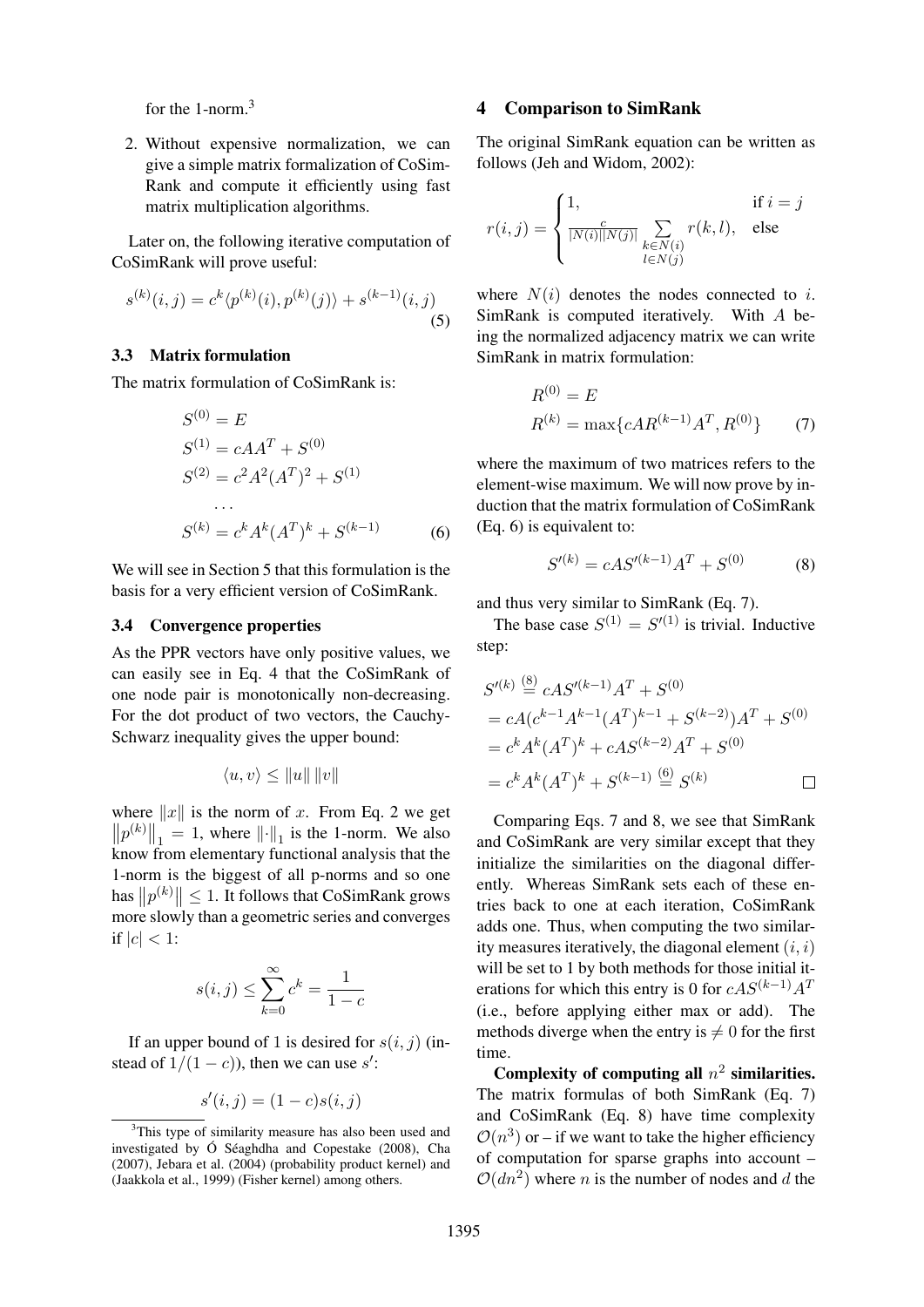for the 1-norm.[3]

2. Without expensive normalization, we can give a simple matrix formalization of CoSimRank and compute it efficiently using fast matrix multiplication algorithms.

Later on, the following iterative computation of CoSimRank will prove useful:

$$s^{(k)}(i,j) = c^k \langle p^{(k)}(i), p^{(k)}(j) \rangle + s^{(k-1)}(i,j) \tag{5}$$

### 3.3 Matrix formulation

The matrix formulation of CoSimRank is:

$$\begin{aligned}
S^{(0)} &= E \\
S^{(1)} &= cAA^T + S^{(0)} \\
S^{(2)} &= c^2 A^2 (A^T)^2 + S^{(1)} \\
&\dots \\
S^{(k)} &= c^k A^k (A^T)^k + S^{(k-1)}
\end{aligned} \tag{6}$$

We will see in Section 5 that this formulation is the basis for a very efficient version of CoSimRank.

### 3.4 Convergence properties

As the PPR vectors have only positive values, we can easily see in Eq. 4 that the CoSimRank of one node pair is monotonically non-decreasing. For the dot product of two vectors, the Cauchy-Schwarz inequality gives the upper bound:

$$\langle u, v \rangle \leq \|u\| \, \|v\|$$

where $\|x\|$ is the norm of $x$. From Eq. 2 we get $\left\|p^{(k)}\right\|_1 = 1$, where $\|\cdot\|_1$ is the 1-norm. We also know from elementary functional analysis that the 1-norm is the biggest of all p-norms and so one has $\left\|p^{(k)}\right\| \leq 1$. It follows that CoSimRank grows more slowly than a geometric series and converges if $|c| < 1$:

$$s(i,j) \leq \sum_{k=0}^{\infty} c^k = \frac{1}{1-c}$$

If an upper bound of 1 is desired for $s(i,j)$ (instead of $1/(1-c)$), then we can use $s'$:

$$s'(i,j) = (1-c)s(i,j)$$

[3]This type of similarity measure has also been used and investigated by Ó Séaghdha and Copestake (2008), Cha (2007), Jebara et al. (2004) (probability product kernel) and (Jaakkola et al., 1999) (Fisher kernel) among others.

## 4 Comparison to SimRank

The original SimRank equation can be written as follows (Jeh and Widom, 2002):

$$r(i,j) = \begin{cases} 1, & \text{if } i = j \\ \frac{c}{|N(i)||N(j)|} \sum\limits_{\substack{k \in N(i) \\ l \in N(j)}} r(k,l), & \text{else} \end{cases}$$

where $N(i)$ denotes the nodes connected to $i$. SimRank is computed iteratively. With $A$ being the normalized adjacency matrix we can write SimRank in matrix formulation:

$$\begin{aligned}
R^{(0)} &= E \\
R^{(k)} &= \max\{cAR^{(k-1)}A^T, R^{(0)}\}
\end{aligned} \tag{7}$$

where the maximum of two matrices refers to the element-wise maximum. We will now prove by induction that the matrix formulation of CoSimRank (Eq. 6) is equivalent to:

$$S'^{(k)} = cAS'^{(k-1)}A^T + S^{(0)} \tag{8}$$

and thus very similar to SimRank (Eq. 7).

The base case $S^{(1)} = S'^{(1)}$ is trivial. Inductive step:

$$\begin{aligned}
S'^{(k)} &\overset{(8)}{=} cAS'^{(k-1)}A^T + S^{(0)} \\
&= cA(c^{k-1}A^{k-1}(A^T)^{k-1} + S^{(k-2)})A^T + S^{(0)} \\
&= c^k A^k (A^T)^k + cAS^{(k-2)}A^T + S^{(0)} \\
&= c^k A^k (A^T)^k + S^{(k-1)} \overset{(6)}{=} S^{(k)}
\end{aligned}$$

□

Comparing Eqs. 7 and 8, we see that SimRank and CoSimRank are very similar except that they initialize the similarities on the diagonal differently. Whereas SimRank sets each of these entries back to one at each iteration, CoSimRank adds one. Thus, when computing the two similarity measures iteratively, the diagonal element $(i,i)$ will be set to 1 by both methods for those initial iterations for which this entry is 0 for $cAS^{(k-1)}A^T$ (i.e., before applying either max or add). The methods diverge when the entry is $\neq 0$ for the first time.

**Complexity of computing all $n^2$ similarities.** The matrix formulas of both SimRank (Eq. 7) and CoSimRank (Eq. 8) have time complexity $\mathcal{O}(n^3)$ or – if we want to take the higher efficiency of computation for sparse graphs into account – $\mathcal{O}(dn^2)$ where $n$ is the number of nodes and $d$ the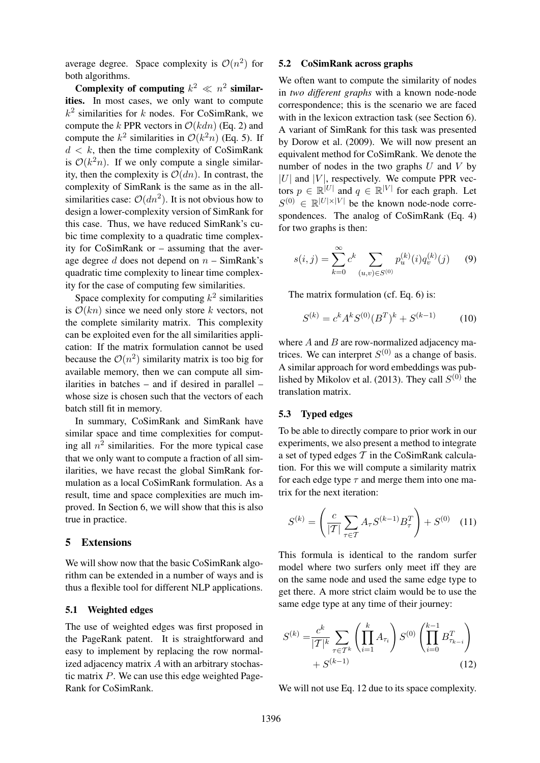average degree. Space complexity is $\mathcal{O}(n^2)$ for both algorithms.

**Complexity of computing $k^2 \ll n^2$ similarities.** In most cases, we only want to compute $k^2$ similarities for $k$ nodes. For CoSimRank, we compute the $k$ PPR vectors in $\mathcal{O}(kdn)$ (Eq. 2) and compute the $k^2$ similarities in $\mathcal{O}(k^2 n)$ (Eq. 5). If $d < k$, then the time complexity of CoSimRank is $\mathcal{O}(k^2 n)$. If we only compute a single similarity, then the complexity is $\mathcal{O}(dn)$. In contrast, the complexity of SimRank is the same as in the all-similarities case: $\mathcal{O}(dn^2)$. It is not obvious how to design a lower-complexity version of SimRank for this case. Thus, we have reduced SimRank's cubic time complexity to a quadratic time complexity for CoSimRank or – assuming that the average degree $d$ does not depend on $n$ – SimRank's quadratic time complexity to linear time complexity for the case of computing few similarities.

Space complexity for computing $k^2$ similarities is $\mathcal{O}(kn)$ since we need only store $k$ vectors, not the complete similarity matrix. This complexity can be exploited even for the all similarities application: If the matrix formulation cannot be used because the $\mathcal{O}(n^2)$ similarity matrix is too big for available memory, then we can compute all similarities in batches – and if desired in parallel – whose size is chosen such that the vectors of each batch still fit in memory.

In summary, CoSimRank and SimRank have similar space and time complexities for computing all $n^2$ similarities. For the more typical case that we only want to compute a fraction of all similarities, we have recast the global SimRank formulation as a local CoSimRank formulation. As a result, time and space complexities are much improved. In Section 6, we will show that this is also true in practice.

## 5 Extensions

We will show now that the basic CoSimRank algorithm can be extended in a number of ways and is thus a flexible tool for different NLP applications.

### 5.1 Weighted edges

The use of weighted edges was first proposed in the PageRank patent. It is straightforward and easy to implement by replacing the row normalized adjacency matrix $A$ with an arbitrary stochastic matrix $P$. We can use this edge weighted PageRank for CoSimRank.

### 5.2 CoSimRank across graphs

We often want to compute the similarity of nodes in *two different graphs* with a known node-node correspondence; this is the scenario we are faced with in the lexicon extraction task (see Section 6). A variant of SimRank for this task was presented by Dorow et al. (2009). We will now present an equivalent method for CoSimRank. We denote the number of nodes in the two graphs $U$ and $V$ by $|U|$ and $|V|$, respectively. We compute PPR vectors $p \in \mathbb{R}^{|U|}$ and $q \in \mathbb{R}^{|V|}$ for each graph. Let $S^{(0)} \in \mathbb{R}^{|U| \times |V|}$ be the known node-node correspondences. The analog of CoSimRank (Eq. 4) for two graphs is then:

$$s(i,j) = \sum_{k=0}^{\infty} c^k \sum_{(u,v) \in S^{(0)}} p_u^{(k)}(i) q_v^{(k)}(j) \tag{9}$$

The matrix formulation (cf. Eq. 6) is:

$$S^{(k)} = c^k A^k S^{(0)} (B^T)^k + S^{(k-1)} \tag{10}$$

where $A$ and $B$ are row-normalized adjacency matrices. We can interpret $S^{(0)}$ as a change of basis. A similar approach for word embeddings was published by Mikolov et al. (2013). They call $S^{(0)}$ the translation matrix.

### 5.3 Typed edges

To be able to directly compare to prior work in our experiments, we also present a method to integrate a set of typed edges $\mathcal{T}$ in the CoSimRank calculation. For this we will compute a similarity matrix for each edge type $\tau$ and merge them into one matrix for the next iteration:

$$S^{(k)} = \left( \frac{c}{|\mathcal{T}|} \sum_{\tau \in \mathcal{T}} A_\tau S^{(k-1)} B_\tau^T \right) + S^{(0)} \tag{11}$$

This formula is identical to the random surfer model where two surfers only meet iff they are on the same node and used the same edge type to get there. A more strict claim would be to use the same edge type at any time of their journey:

$$S^{(k)} = \frac{c^k}{|\mathcal{T}|^k} \sum_{\tau \in \mathcal{T}^k} \left( \prod_{i=1}^{k} A_{\tau_i} \right) S^{(0)} \left( \prod_{i=0}^{k-1} B_{\tau_{k-i}}^T \right) + S^{(k-1)} \tag{12}$$

We will not use Eq. 12 due to its space complexity.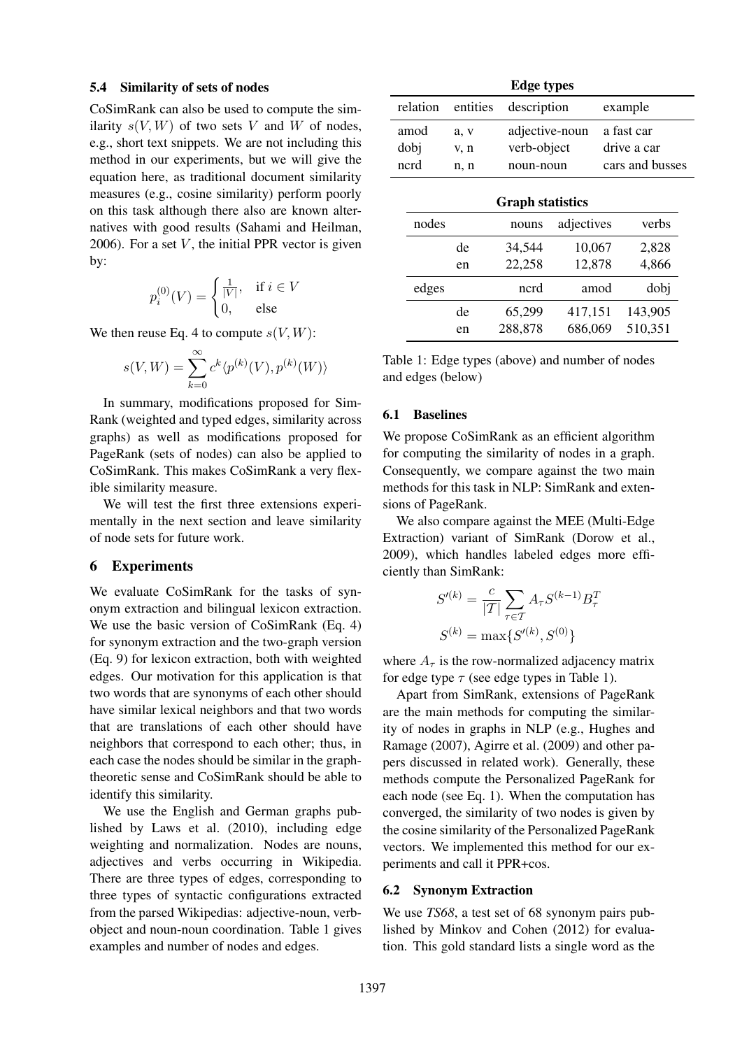### 5.4 Similarity of sets of nodes

CoSimRank can also be used to compute the similarity $s(V, W)$ of two sets $V$ and $W$ of nodes, e.g., short text snippets. We are not including this method in our experiments, but we will give the equation here, as traditional document similarity measures (e.g., cosine similarity) perform poorly on this task although there also are known alternatives with good results (Sahami and Heilman, 2006). For a set $V$, the initial PPR vector is given by:

$$p_i^{(0)}(V) = \begin{cases} \frac{1}{|V|}, & \text{if } i \in V \\ 0, & \text{else} \end{cases}$$

We then reuse Eq. 4 to compute $s(V, W)$:

$$s(V, W) = \sum_{k=0}^{\infty} c^k \langle p^{(k)}(V), p^{(k)}(W) \rangle$$

In summary, modifications proposed for SimRank (weighted and typed edges, similarity across graphs) as well as modifications proposed for PageRank (sets of nodes) can also be applied to CoSimRank. This makes CoSimRank a very flexible similarity measure.

We will test the first three extensions experimentally in the next section and leave similarity of node sets for future work.

## 6 Experiments

We evaluate CoSimRank for the tasks of synonym extraction and bilingual lexicon extraction. We use the basic version of CoSimRank (Eq. 4) for synonym extraction and the two-graph version (Eq. 9) for lexicon extraction, both with weighted edges. Our motivation for this application is that two words that are synonyms of each other should have similar lexical neighbors and that two words that are translations of each other should have neighbors that correspond to each other; thus, in each case the nodes should be similar in the graph-theoretic sense and CoSimRank should be able to identify this similarity.

We use the English and German graphs published by Laws et al. (2010), including edge weighting and normalization. Nodes are nouns, adjectives and verbs occurring in Wikipedia. There are three types of edges, corresponding to three types of syntactic configurations extracted from the parsed Wikipedias: adjective-noun, verb-object and noun-noun coordination. Table 1 gives examples and number of nodes and edges.

**Edge types**

| relation | entities | description | example |
|---|---|---|---|
| amod | a, v | adjective-noun | a fast car |
| dobj | v, n | verb-object | drive a car |
| ncrd | n, n | noun-noun | cars and busses |

**Graph statistics**

| nodes | | nouns | adjectives | verbs |
|---|---|---|---|---|
| | de | 34,544 | 10,067 | 2,828 |
| | en | 22,258 | 12,878 | 4,866 |
| edges | | ncrd | amod | dobj |
| | de | 65,299 | 417,151 | 143,905 |
| | en | 288,878 | 686,069 | 510,351 |

Table 1: Edge types (above) and number of nodes and edges (below)

### 6.1 Baselines

We propose CoSimRank as an efficient algorithm for computing the similarity of nodes in a graph. Consequently, we compare against the two main methods for this task in NLP: SimRank and extensions of PageRank.

We also compare against the MEE (Multi-Edge Extraction) variant of SimRank (Dorow et al., 2009), which handles labeled edges more efficiently than SimRank:

$$S'^{(k)} = \frac{c}{|\mathcal{T}|} \sum_{\tau \in \mathcal{T}} A_\tau S^{(k-1)} B_\tau^T$$

$$S^{(k)} = \max\{S'^{(k)}, S^{(0)}\}$$

where $A_\tau$ is the row-normalized adjacency matrix for edge type $\tau$ (see edge types in Table 1).

Apart from SimRank, extensions of PageRank are the main methods for computing the similarity of nodes in graphs in NLP (e.g., Hughes and Ramage (2007), Agirre et al. (2009) and other papers discussed in related work). Generally, these methods compute the Personalized PageRank for each node (see Eq. 1). When the computation has converged, the similarity of two nodes is given by the cosine similarity of the Personalized PageRank vectors. We implemented this method for our experiments and call it PPR+cos.

### 6.2 Synonym Extraction

We use *TS68*, a test set of 68 synonym pairs published by Minkov and Cohen (2012) for evaluation. This gold standard lists a single word as the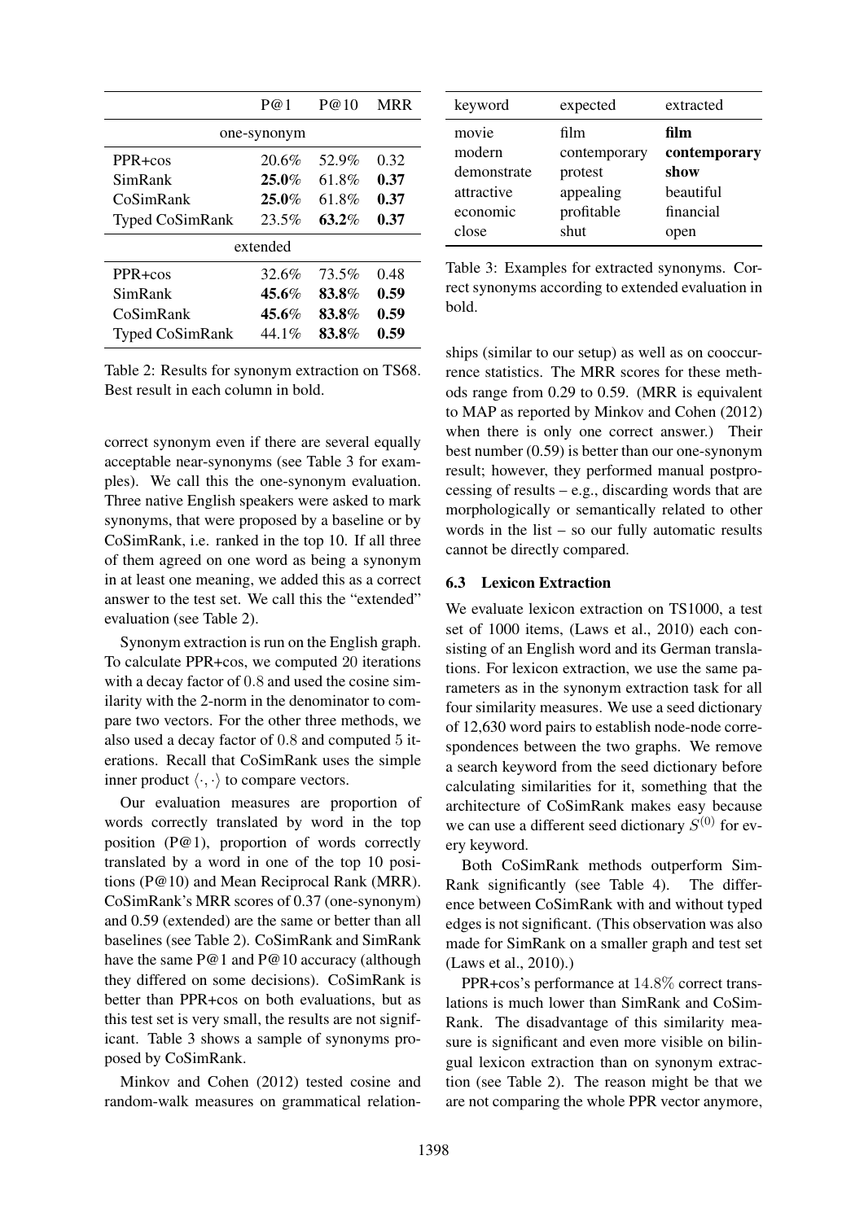|  | P@1 | P@10 | MRR |
|---|---|---|---|
| one-synonym | | | |
| PPR+cos | 20.6% | 52.9% | 0.32 |
| SimRank | **25.0%** | 61.8% | **0.37** |
| CoSimRank | **25.0%** | 61.8% | **0.37** |
| Typed CoSimRank | 23.5% | **63.2%** | **0.37** |
| extended | | | |
| PPR+cos | 32.6% | 73.5% | 0.48 |
| SimRank | **45.6%** | **83.8%** | **0.59** |
| CoSimRank | **45.6%** | **83.8%** | **0.59** |
| Typed CoSimRank | 44.1% | **83.8%** | **0.59** |

Table 2: Results for synonym extraction on TS68. Best result in each column in bold.

correct synonym even if there are several equally acceptable near-synonyms (see Table 3 for examples). We call this the one-synonym evaluation. Three native English speakers were asked to mark synonyms, that were proposed by a baseline or by CoSimRank, i.e. ranked in the top 10. If all three of them agreed on one word as being a synonym in at least one meaning, we added this as a correct answer to the test set. We call this the "extended" evaluation (see Table 2).

Synonym extraction is run on the English graph. To calculate PPR+cos, we computed 20 iterations with a decay factor of 0.8 and used the cosine similarity with the 2-norm in the denominator to compare two vectors. For the other three methods, we also used a decay factor of 0.8 and computed 5 iterations. Recall that CoSimRank uses the simple inner product $\langle \cdot, \cdot \rangle$ to compare vectors.

Our evaluation measures are proportion of words correctly translated by word in the top position (P@1), proportion of words correctly translated by a word in one of the top 10 positions (P@10) and Mean Reciprocal Rank (MRR). CoSimRank's MRR scores of 0.37 (one-synonym) and 0.59 (extended) are the same or better than all baselines (see Table 2). CoSimRank and SimRank have the same P@1 and P@10 accuracy (although they differed on some decisions). CoSimRank is better than PPR+cos on both evaluations, but as this test set is very small, the results are not significant. Table 3 shows a sample of synonyms proposed by CoSimRank.

Minkov and Cohen (2012) tested cosine and random-walk measures on grammatical relationships (similar to our setup) as well as on cooccurrence statistics. The MRR scores for these methods range from 0.29 to 0.59. (MRR is equivalent to MAP as reported by Minkov and Cohen (2012) when there is only one correct answer.) Their best number (0.59) is better than our one-synonym result; however, they performed manual postprocessing of results – e.g., discarding words that are morphologically or semantically related to other words in the list – so our fully automatic results cannot be directly compared.

| keyword | expected | extracted |
|---|---|---|
| movie | film | **film** |
| modern | contemporary | **contemporary** |
| demonstrate | protest | **show** |
| attractive | appealing | beautiful |
| economic | profitable | financial |
| close | shut | open |

Table 3: Examples for extracted synonyms. Correct synonyms according to extended evaluation in bold.

### 6.3 Lexicon Extraction

We evaluate lexicon extraction on TS1000, a test set of 1000 items, (Laws et al., 2010) each consisting of an English word and its German translations. For lexicon extraction, we use the same parameters as in the synonym extraction task for all four similarity measures. We use a seed dictionary of 12,630 word pairs to establish node-node correspondences between the two graphs. We remove a search keyword from the seed dictionary before calculating similarities for it, something that the architecture of CoSimRank makes easy because we can use a different seed dictionary $S^{(0)}$ for every keyword.

Both CoSimRank methods outperform SimRank significantly (see Table 4). The difference between CoSimRank with and without typed edges is not significant. (This observation was also made for SimRank on a smaller graph and test set (Laws et al., 2010).)

PPR+cos's performance at 14.8% correct translations is much lower than SimRank and CoSimRank. The disadvantage of this similarity measure is significant and even more visible on bilingual lexicon extraction than on synonym extraction (see Table 2). The reason might be that we are not comparing the whole PPR vector anymore,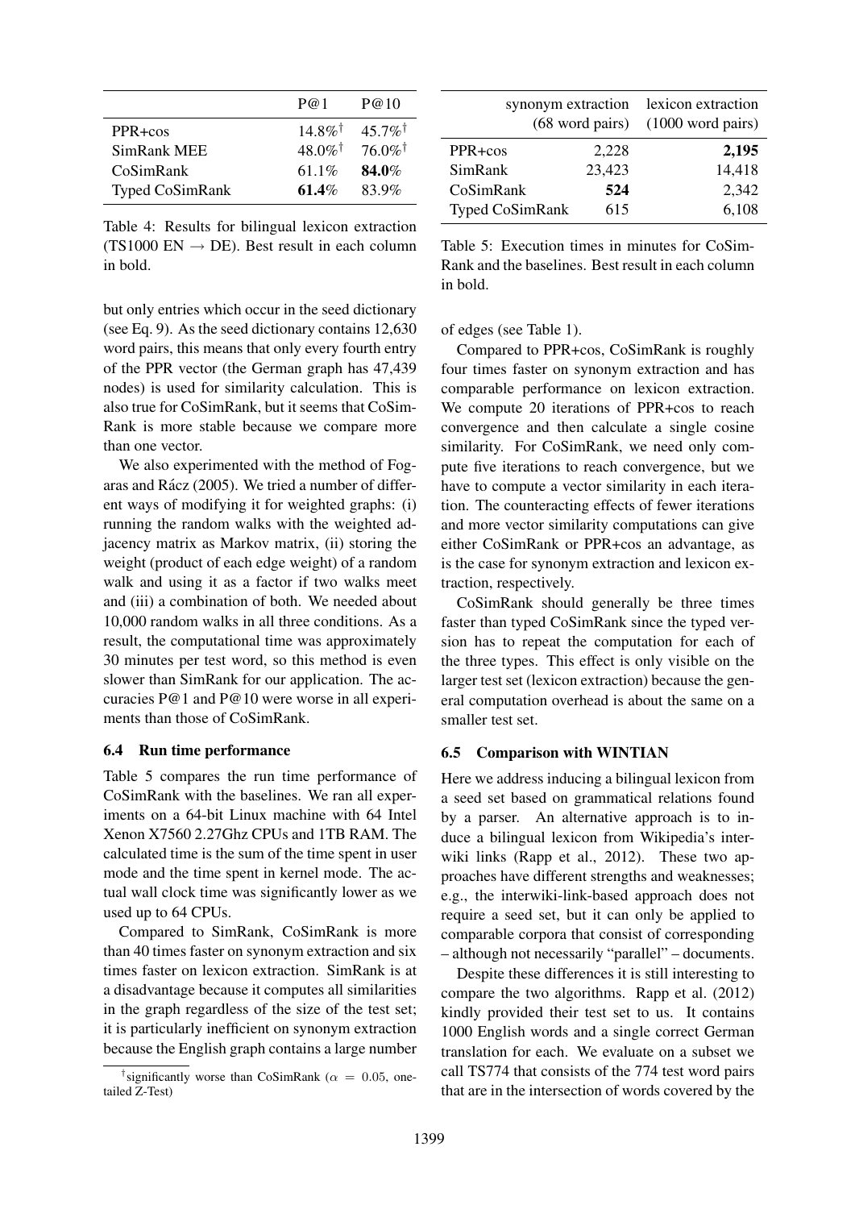|  | P@1 | P@10 |
|---|---|---|
| PPR+cos | $14.8\%^{\dagger}$ | $45.7\%^{\dagger}$ |
| SimRank MEE | $48.0\%^{\dagger}$ | $76.0\%^{\dagger}$ |
| CoSimRank | 61.1% | **84.0%** |
| Typed CoSimRank | **61.4%** | 83.9% |

Table 4: Results for bilingual lexicon extraction (TS1000 EN → DE). Best result in each column in bold.

but only entries which occur in the seed dictionary (see Eq. 9). As the seed dictionary contains 12,630 word pairs, this means that only every fourth entry of the PPR vector (the German graph has 47,439 nodes) is used for similarity calculation. This is also true for CoSimRank, but it seems that CoSimRank is more stable because we compare more than one vector.

We also experimented with the method of Fogaras and Rácz (2005). We tried a number of different ways of modifying it for weighted graphs: (i) running the random walks with the weighted adjacency matrix as Markov matrix, (ii) storing the weight (product of each edge weight) of a random walk and using it as a factor if two walks meet and (iii) a combination of both. We needed about 10,000 random walks in all three conditions. As a result, the computational time was approximately 30 minutes per test word, so this method is even slower than SimRank for our application. The accuracies P@1 and P@10 were worse in all experiments than those of CoSimRank.

### 6.4 Run time performance

Table 5 compares the run time performance of CoSimRank with the baselines. We ran all experiments on a 64-bit Linux machine with 64 Intel Xenon X7560 2.27Ghz CPUs and 1TB RAM. The calculated time is the sum of the time spent in user mode and the time spent in kernel mode. The actual wall clock time was significantly lower as we used up to 64 CPUs.

Compared to SimRank, CoSimRank is more than 40 times faster on synonym extraction and six times faster on lexicon extraction. SimRank is at a disadvantage because it computes all similarities in the graph regardless of the size of the test set; it is particularly inefficient on synonym extraction because the English graph contains a large number of edges (see Table 1).

[†]significantly worse than CoSimRank ($\alpha = 0.05$, one-tailed Z-Test)

|  | synonym extraction (68 word pairs) | lexicon extraction (1000 word pairs) |
|---|---|---|
| PPR+cos | 2,228 | **2,195** |
| SimRank | 23,423 | 14,418 |
| CoSimRank | **524** | 2,342 |
| Typed CoSimRank | 615 | 6,108 |

Table 5: Execution times in minutes for CoSimRank and the baselines. Best result in each column in bold.

Compared to PPR+cos, CoSimRank is roughly four times faster on synonym extraction and has comparable performance on lexicon extraction. We compute 20 iterations of PPR+cos to reach convergence and then calculate a single cosine similarity. For CoSimRank, we need only compute five iterations to reach convergence, but we have to compute a vector similarity in each iteration. The counteracting effects of fewer iterations and more vector similarity computations can give either CoSimRank or PPR+cos an advantage, as is the case for synonym extraction and lexicon extraction, respectively.

CoSimRank should generally be three times faster than typed CoSimRank since the typed version has to repeat the computation for each of the three types. This effect is only visible on the larger test set (lexicon extraction) because the general computation overhead is about the same on a smaller test set.

### 6.5 Comparison with WINTIAN

Here we address inducing a bilingual lexicon from a seed set based on grammatical relations found by a parser. An alternative approach is to induce a bilingual lexicon from Wikipedia's interwiki links (Rapp et al., 2012). These two approaches have different strengths and weaknesses; e.g., the interwiki-link-based approach does not require a seed set, but it can only be applied to comparable corpora that consist of corresponding – although not necessarily "parallel" – documents.

Despite these differences it is still interesting to compare the two algorithms. Rapp et al. (2012) kindly provided their test set to us. It contains 1000 English words and a single correct German translation for each. We evaluate on a subset we call TS774 that consists of the 774 test word pairs that are in the intersection of words covered by the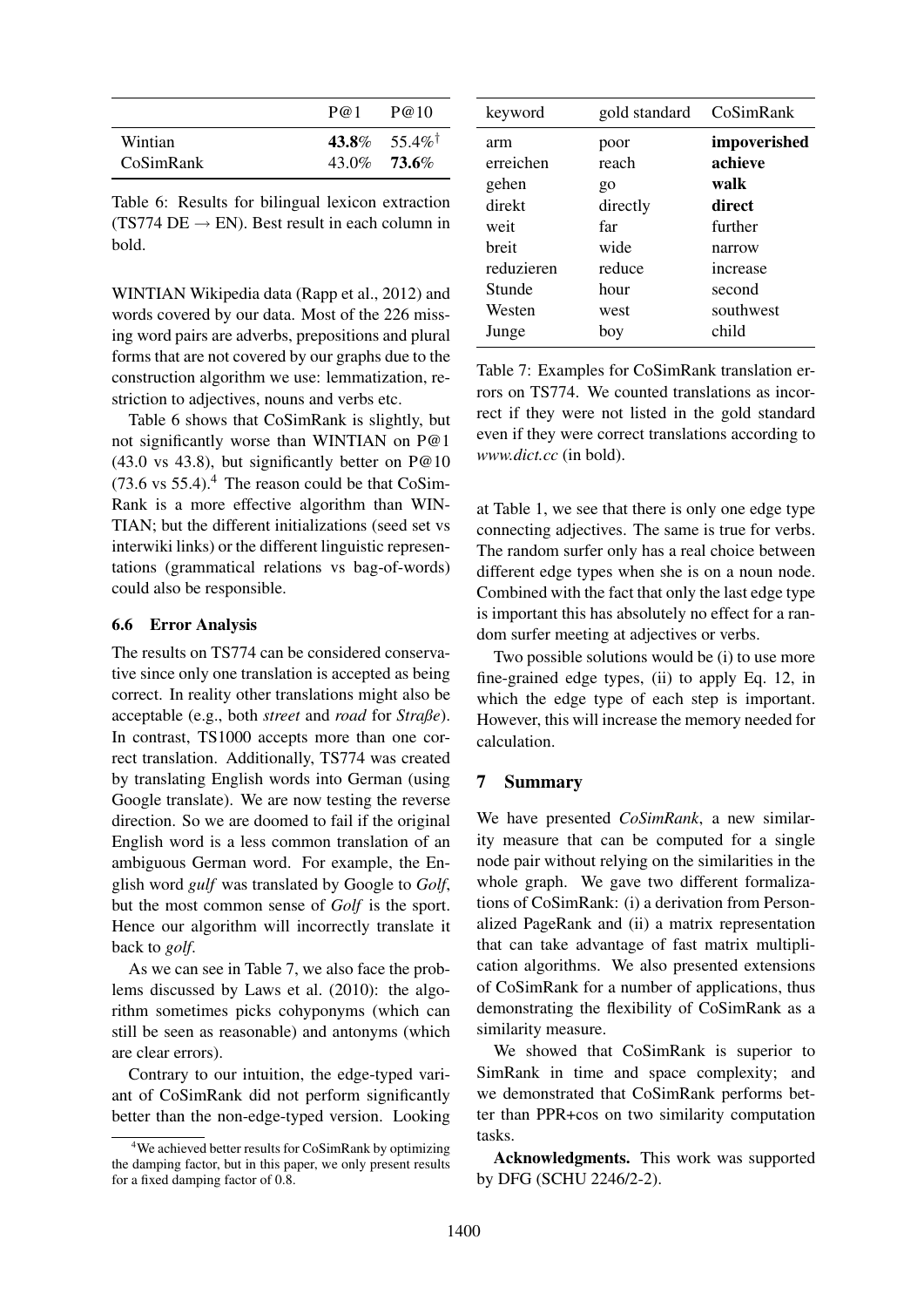| | P@1 | P@10 |
|---|---|---|
| Wintian | **43.8%** | 55.4%[†] |
| CoSimRank | 43.0% | **73.6%** |

Table 6: Results for bilingual lexicon extraction (TS774 DE → EN). Best result in each column in bold.

WINTIAN Wikipedia data (Rapp et al., 2012) and words covered by our data. Most of the 226 missing word pairs are adverbs, prepositions and plural forms that are not covered by our graphs due to the construction algorithm we use: lemmatization, restriction to adjectives, nouns and verbs etc.

Table 6 shows that CoSimRank is slightly, but not significantly worse than WINTIAN on P@1 (43.0 vs 43.8), but significantly better on P@10 (73.6 vs 55.4).[4] The reason could be that CoSimRank is a more effective algorithm than WINTIAN; but the different initializations (seed set vs interwiki links) or the different linguistic representations (grammatical relations vs bag-of-words) could also be responsible.

### 6.6 Error Analysis

The results on TS774 can be considered conservative since only one translation is accepted as being correct. In reality other translations might also be acceptable (e.g., both *street* and *road* for *Straße*). In contrast, TS1000 accepts more than one correct translation. Additionally, TS774 was created by translating English words into German (using Google translate). We are now testing the reverse direction. So we are doomed to fail if the original English word is a less common translation of an ambiguous German word. For example, the English word *gulf* was translated by Google to *Golf*, but the most common sense of *Golf* is the sport. Hence our algorithm will incorrectly translate it back to *golf*.

As we can see in Table 7, we also face the problems discussed by Laws et al. (2010): the algorithm sometimes picks cohyponyms (which can still be seen as reasonable) and antonyms (which are clear errors).

Contrary to our intuition, the edge-typed variant of CoSimRank did not perform significantly better than the non-edge-typed version. Looking

| keyword | gold standard | CoSimRank |
|---|---|---|
| arm | poor | **impoverished** |
| erreichen | reach | **achieve** |
| gehen | go | **walk** |
| direkt | directly | **direct** |
| weit | far | further |
| breit | wide | narrow |
| reduzieren | reduce | increase |
| Stunde | hour | second |
| Westen | west | southwest |
| Junge | boy | child |

Table 7: Examples for CoSimRank translation errors on TS774. We counted translations as incorrect if they were not listed in the gold standard even if they were correct translations according to *www.dict.cc* (in bold).

at Table 1, we see that there is only one edge type connecting adjectives. The same is true for verbs. The random surfer only has a real choice between different edge types when she is on a noun node. Combined with the fact that only the last edge type is important this has absolutely no effect for a random surfer meeting at adjectives or verbs.

Two possible solutions would be (i) to use more fine-grained edge types, (ii) to apply Eq. 12, in which the edge type of each step is important. However, this will increase the memory needed for calculation.

## 7 Summary

We have presented *CoSimRank*, a new similarity measure that can be computed for a single node pair without relying on the similarities in the whole graph. We gave two different formalizations of CoSimRank: (i) a derivation from Personalized PageRank and (ii) a matrix representation that can take advantage of fast matrix multiplication algorithms. We also presented extensions of CoSimRank for a number of applications, thus demonstrating the flexibility of CoSimRank as a similarity measure.

We showed that CoSimRank is superior to SimRank in time and space complexity; and we demonstrated that CoSimRank performs better than PPR+cos on two similarity computation tasks.

**Acknowledgments.** This work was supported by DFG (SCHU 2246/2-2).

[4] We achieved better results for CoSimRank by optimizing the damping factor, but in this paper, we only present results for a fixed damping factor of 0.8.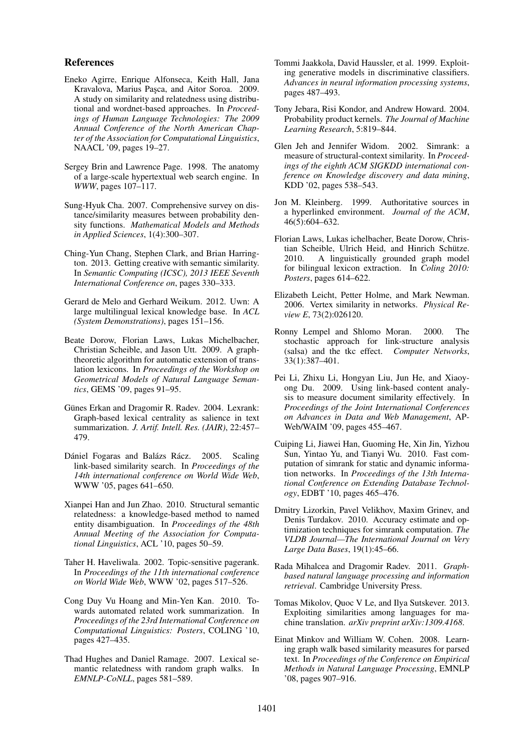## References

Eneko Agirre, Enrique Alfonseca, Keith Hall, Jana Kravalova, Marius Paşca, and Aitor Soroa. 2009. A study on similarity and relatedness using distributional and wordnet-based approaches. In *Proceedings of Human Language Technologies: The 2009 Annual Conference of the North American Chapter of the Association for Computational Linguistics*, NAACL '09, pages 19–27.

Sergey Brin and Lawrence Page. 1998. The anatomy of a large-scale hypertextual web search engine. In *WWW*, pages 107–117.

Sung-Hyuk Cha. 2007. Comprehensive survey on distance/similarity measures between probability density functions. *Mathematical Models and Methods in Applied Sciences*, 1(4):300–307.

Ching-Yun Chang, Stephen Clark, and Brian Harrington. 2013. Getting creative with semantic similarity. In *Semantic Computing (ICSC), 2013 IEEE Seventh International Conference on*, pages 330–333.

Gerard de Melo and Gerhard Weikum. 2012. Uwn: A large multilingual lexical knowledge base. In *ACL (System Demonstrations)*, pages 151–156.

Beate Dorow, Florian Laws, Lukas Michelbacher, Christian Scheible, and Jason Utt. 2009. A graph-theoretic algorithm for automatic extension of translation lexicons. In *Proceedings of the Workshop on Geometrical Models of Natural Language Semantics*, GEMS '09, pages 91–95.

Günes Erkan and Dragomir R. Radev. 2004. Lexrank: Graph-based lexical centrality as salience in text summarization. *J. Artif. Intell. Res. (JAIR)*, 22:457–479.

Dániel Fogaras and Balázs Rácz. 2005. Scaling link-based similarity search. In *Proceedings of the 14th international conference on World Wide Web*, WWW '05, pages 641–650.

Xianpei Han and Jun Zhao. 2010. Structural semantic relatedness: a knowledge-based method to named entity disambiguation. In *Proceedings of the 48th Annual Meeting of the Association for Computational Linguistics*, ACL '10, pages 50–59.

Taher H. Haveliwala. 2002. Topic-sensitive pagerank. In *Proceedings of the 11th international conference on World Wide Web*, WWW '02, pages 517–526.

Cong Duy Vu Hoang and Min-Yen Kan. 2010. Towards automated related work summarization. In *Proceedings of the 23rd International Conference on Computational Linguistics: Posters*, COLING '10, pages 427–435.

Thad Hughes and Daniel Ramage. 2007. Lexical semantic relatedness with random graph walks. In *EMNLP-CoNLL*, pages 581–589.

Tommi Jaakkola, David Haussler, et al. 1999. Exploiting generative models in discriminative classifiers. *Advances in neural information processing systems*, pages 487–493.

Tony Jebara, Risi Kondor, and Andrew Howard. 2004. Probability product kernels. *The Journal of Machine Learning Research*, 5:819–844.

Glen Jeh and Jennifer Widom. 2002. Simrank: a measure of structural-context similarity. In *Proceedings of the eighth ACM SIGKDD international conference on Knowledge discovery and data mining*, KDD '02, pages 538–543.

Jon M. Kleinberg. 1999. Authoritative sources in a hyperlinked environment. *Journal of the ACM*, 46(5):604–632.

Florian Laws, Lukas ichelbacher, Beate Dorow, Christian Scheible, Ulrich Heid, and Hinrich Schütze. 2010. A linguistically grounded graph model for bilingual lexicon extraction. In *Coling 2010: Posters*, pages 614–622.

Elizabeth Leicht, Petter Holme, and Mark Newman. 2006. Vertex similarity in networks. *Physical Review E*, 73(2):026120.

Ronny Lempel and Shlomo Moran. 2000. The stochastic approach for link-structure analysis (salsa) and the tkc effect. *Computer Networks*, 33(1):387–401.

Pei Li, Zhixu Li, Hongyan Liu, Jun He, and Xiaoyong Du. 2009. Using link-based content analysis to measure document similarity effectively. In *Proceedings of the Joint International Conferences on Advances in Data and Web Management*, APWeb/WAIM '09, pages 455–467.

Cuiping Li, Jiawei Han, Guoming He, Xin Jin, Yizhou Sun, Yintao Yu, and Tianyi Wu. 2010. Fast computation of simrank for static and dynamic information networks. In *Proceedings of the 13th International Conference on Extending Database Technology*, EDBT '10, pages 465–476.

Dmitry Lizorkin, Pavel Velikhov, Maxim Grinev, and Denis Turdakov. 2010. Accuracy estimate and optimization techniques for simrank computation. *The VLDB Journal—The International Journal on Very Large Data Bases*, 19(1):45–66.

Rada Mihalcea and Dragomir Radev. 2011. *Graph-based natural language processing and information retrieval*. Cambridge University Press.

Tomas Mikolov, Quoc V Le, and Ilya Sutskever. 2013. Exploiting similarities among languages for machine translation. *arXiv preprint arXiv:1309.4168*.

Einat Minkov and William W. Cohen. 2008. Learning graph walk based similarity measures for parsed text. In *Proceedings of the Conference on Empirical Methods in Natural Language Processing*, EMNLP '08, pages 907–916.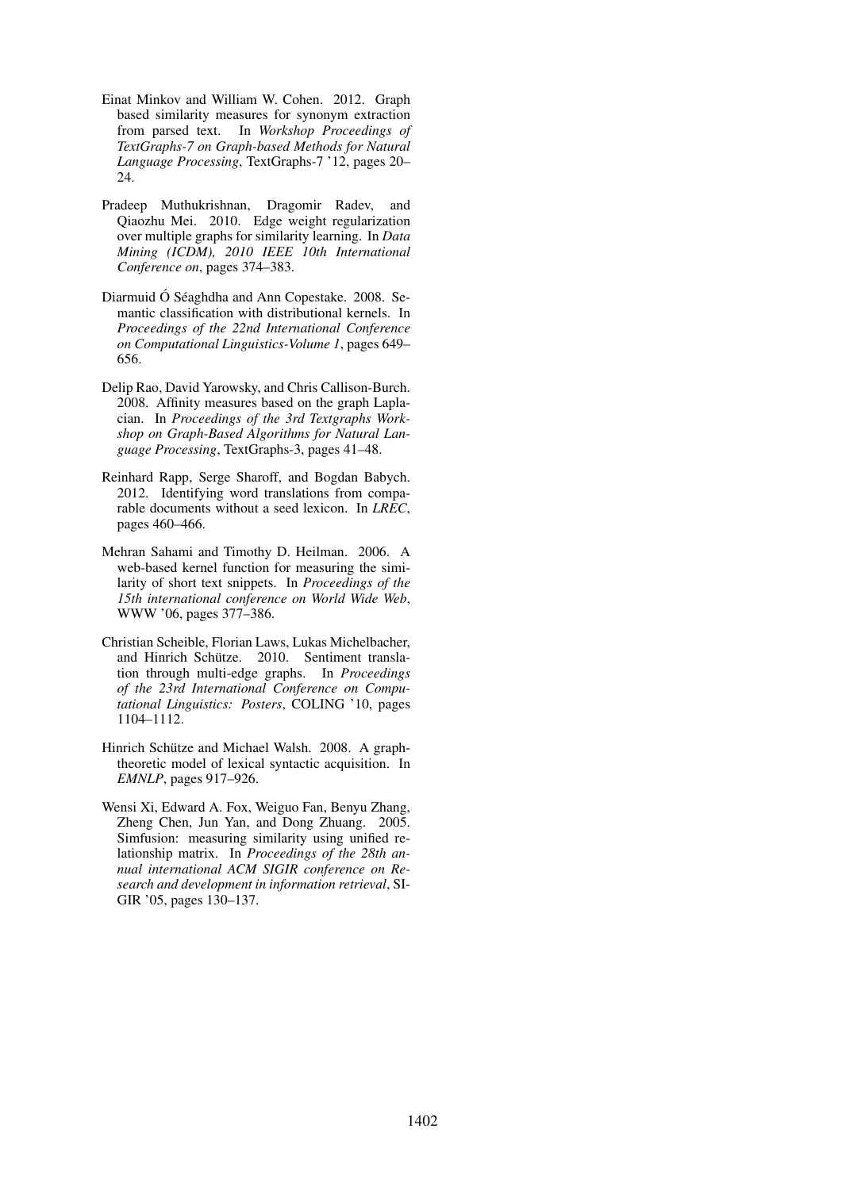Einat Minkov and William W. Cohen. 2012. Graph based similarity measures for synonym extraction from parsed text. In *Workshop Proceedings of TextGraphs-7 on Graph-based Methods for Natural Language Processing*, TextGraphs-7 '12, pages 20–24.

Pradeep Muthukrishnan, Dragomir Radev, and Qiaozhu Mei. 2010. Edge weight regularization over multiple graphs for similarity learning. In *Data Mining (ICDM), 2010 IEEE 10th International Conference on*, pages 374–383.

Diarmuid Ó Séaghdha and Ann Copestake. 2008. Semantic classification with distributional kernels. In *Proceedings of the 22nd International Conference on Computational Linguistics-Volume 1*, pages 649–656.

Delip Rao, David Yarowsky, and Chris Callison-Burch. 2008. Affinity measures based on the graph Laplacian. In *Proceedings of the 3rd Textgraphs Workshop on Graph-Based Algorithms for Natural Language Processing*, TextGraphs-3, pages 41–48.

Reinhard Rapp, Serge Sharoff, and Bogdan Babych. 2012. Identifying word translations from comparable documents without a seed lexicon. In *LREC*, pages 460–466.

Mehran Sahami and Timothy D. Heilman. 2006. A web-based kernel function for measuring the similarity of short text snippets. In *Proceedings of the 15th international conference on World Wide Web*, WWW '06, pages 377–386.

Christian Scheible, Florian Laws, Lukas Michelbacher, and Hinrich Schütze. 2010. Sentiment translation through multi-edge graphs. In *Proceedings of the 23rd International Conference on Computational Linguistics: Posters*, COLING '10, pages 1104–1112.

Hinrich Schütze and Michael Walsh. 2008. A graph-theoretic model of lexical syntactic acquisition. In *EMNLP*, pages 917–926.

Wensi Xi, Edward A. Fox, Weiguo Fan, Benyu Zhang, Zheng Chen, Jun Yan, and Dong Zhuang. 2005. Simfusion: measuring similarity using unified relationship matrix. In *Proceedings of the 28th annual international ACM SIGIR conference on Research and development in information retrieval*, SIGIR '05, pages 130–137.